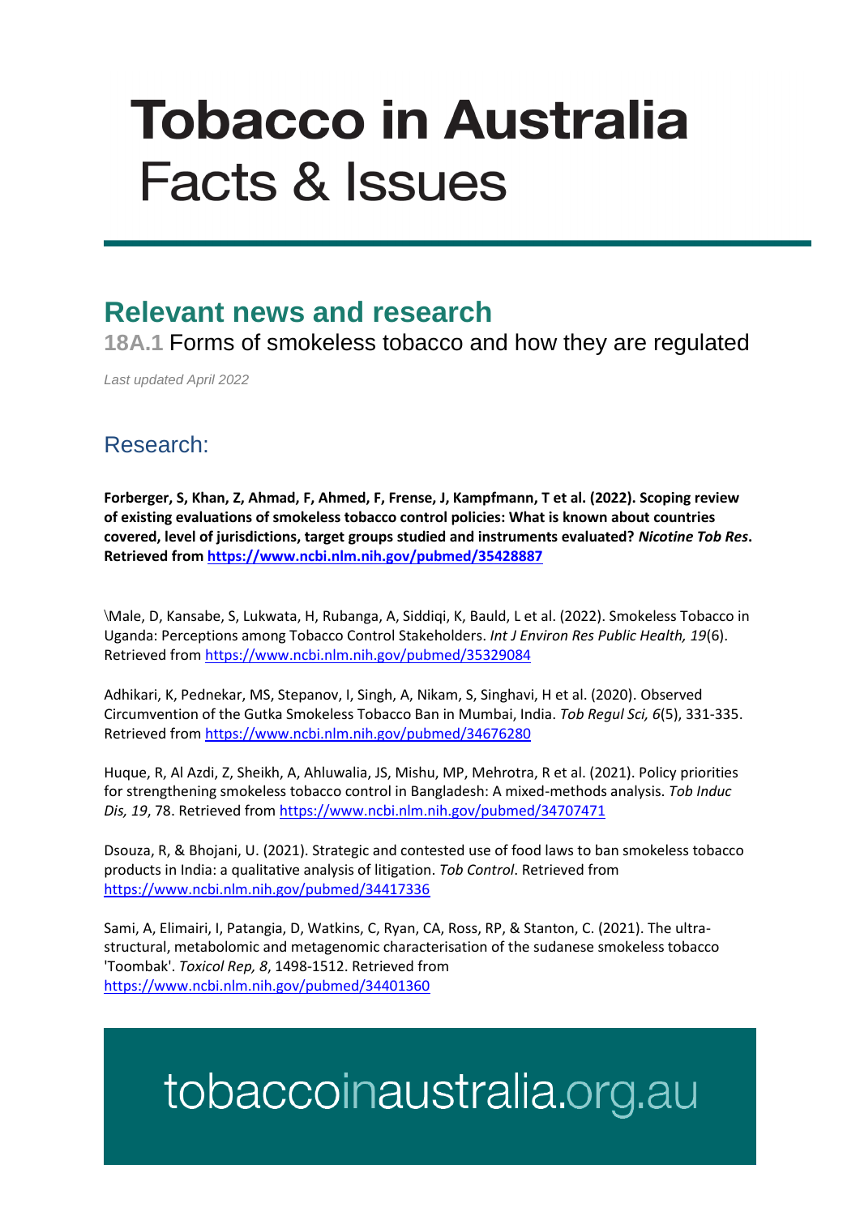# Tobacco in Australia
## Facts & Issues

## Relevant news and research

**18A.1** Forms of smokeless tobacco and how they are regulated

*Last updated April 2022*

### Research:

**Forberger, S, Khan, Z, Ahmad, F, Ahmed, F, Frense, J, Kampfmann, T et al. (2022). Scoping review of existing evaluations of smokeless tobacco control policies: What is known about countries covered, level of jurisdictions, target groups studied and instruments evaluated? *Nicotine Tob Res*. Retrieved from https://www.ncbi.nlm.nih.gov/pubmed/35428887**

\Male, D, Kansabe, S, Lukwata, H, Rubanga, A, Siddiqi, K, Bauld, L et al. (2022). Smokeless Tobacco in Uganda: Perceptions among Tobacco Control Stakeholders. *Int J Environ Res Public Health, 19*(6). Retrieved from https://www.ncbi.nlm.nih.gov/pubmed/35329084

Adhikari, K, Pednekar, MS, Stepanov, I, Singh, A, Nikam, S, Singhavi, H et al. (2020). Observed Circumvention of the Gutka Smokeless Tobacco Ban in Mumbai, India. *Tob Regul Sci, 6*(5), 331-335. Retrieved from https://www.ncbi.nlm.nih.gov/pubmed/34676280

Huque, R, Al Azdi, Z, Sheikh, A, Ahluwalia, JS, Mishu, MP, Mehrotra, R et al. (2021). Policy priorities for strengthening smokeless tobacco control in Bangladesh: A mixed-methods analysis. *Tob Induc Dis, 19*, 78. Retrieved from https://www.ncbi.nlm.nih.gov/pubmed/34707471

Dsouza, R, & Bhojani, U. (2021). Strategic and contested use of food laws to ban smokeless tobacco products in India: a qualitative analysis of litigation. *Tob Control*. Retrieved from https://www.ncbi.nlm.nih.gov/pubmed/34417336

Sami, A, Elimairi, I, Patangia, D, Watkins, C, Ryan, CA, Ross, RP, & Stanton, C. (2021). The ultra-structural, metabolomic and metagenomic characterisation of the sudanese smokeless tobacco 'Toombak'. *Toxicol Rep, 8*, 1498-1512. Retrieved from https://www.ncbi.nlm.nih.gov/pubmed/34401360

tobaccoinaustralia.org.au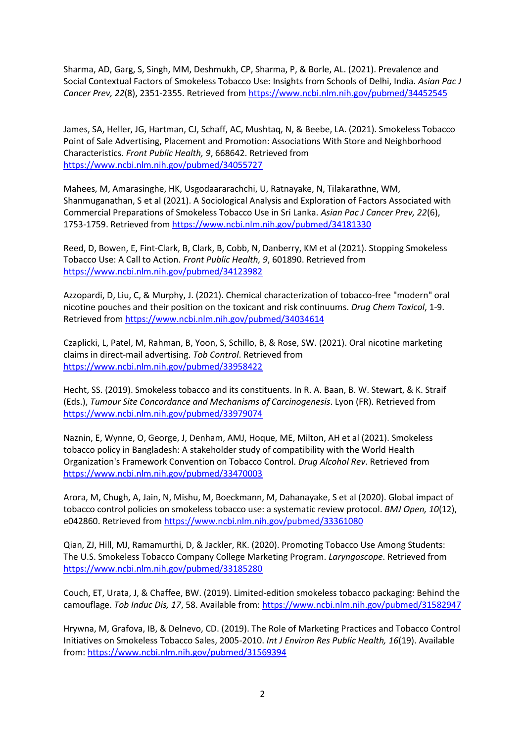Sharma, AD, Garg, S, Singh, MM, Deshmukh, CP, Sharma, P, & Borle, AL. (2021). Prevalence and Social Contextual Factors of Smokeless Tobacco Use: Insights from Schools of Delhi, India. *Asian Pac J Cancer Prev, 22*(8), 2351-2355. Retrieved from https://www.ncbi.nlm.nih.gov/pubmed/34452545

James, SA, Heller, JG, Hartman, CJ, Schaff, AC, Mushtaq, N, & Beebe, LA. (2021). Smokeless Tobacco Point of Sale Advertising, Placement and Promotion: Associations With Store and Neighborhood Characteristics. *Front Public Health, 9*, 668642. Retrieved from https://www.ncbi.nlm.nih.gov/pubmed/34055727

Mahees, M, Amarasinghe, HK, Usgodaararachchi, U, Ratnayake, N, Tilakarathne, WM, Shanmuganathan, S et al (2021). A Sociological Analysis and Exploration of Factors Associated with Commercial Preparations of Smokeless Tobacco Use in Sri Lanka. *Asian Pac J Cancer Prev, 22*(6), 1753-1759. Retrieved from https://www.ncbi.nlm.nih.gov/pubmed/34181330

Reed, D, Bowen, E, Fint-Clark, B, Clark, B, Cobb, N, Danberry, KM et al (2021). Stopping Smokeless Tobacco Use: A Call to Action. *Front Public Health, 9*, 601890. Retrieved from https://www.ncbi.nlm.nih.gov/pubmed/34123982

Azzopardi, D, Liu, C, & Murphy, J. (2021). Chemical characterization of tobacco-free "modern" oral nicotine pouches and their position on the toxicant and risk continuums. *Drug Chem Toxicol*, 1-9. Retrieved from https://www.ncbi.nlm.nih.gov/pubmed/34034614

Czaplicki, L, Patel, M, Rahman, B, Yoon, S, Schillo, B, & Rose, SW. (2021). Oral nicotine marketing claims in direct-mail advertising. *Tob Control*. Retrieved from https://www.ncbi.nlm.nih.gov/pubmed/33958422

Hecht, SS. (2019). Smokeless tobacco and its constituents. In R. A. Baan, B. W. Stewart, & K. Straif (Eds.), *Tumour Site Concordance and Mechanisms of Carcinogenesis*. Lyon (FR). Retrieved from https://www.ncbi.nlm.nih.gov/pubmed/33979074

Naznin, E, Wynne, O, George, J, Denham, AMJ, Hoque, ME, Milton, AH et al (2021). Smokeless tobacco policy in Bangladesh: A stakeholder study of compatibility with the World Health Organization's Framework Convention on Tobacco Control. *Drug Alcohol Rev*. Retrieved from https://www.ncbi.nlm.nih.gov/pubmed/33470003

Arora, M, Chugh, A, Jain, N, Mishu, M, Boeckmann, M, Dahanayake, S et al (2020). Global impact of tobacco control policies on smokeless tobacco use: a systematic review protocol. *BMJ Open, 10*(12), e042860. Retrieved from https://www.ncbi.nlm.nih.gov/pubmed/33361080

Qian, ZJ, Hill, MJ, Ramamurthi, D, & Jackler, RK. (2020). Promoting Tobacco Use Among Students: The U.S. Smokeless Tobacco Company College Marketing Program. *Laryngoscope*. Retrieved from https://www.ncbi.nlm.nih.gov/pubmed/33185280

Couch, ET, Urata, J, & Chaffee, BW. (2019). Limited-edition smokeless tobacco packaging: Behind the camouflage. *Tob Induc Dis, 17*, 58. Available from: https://www.ncbi.nlm.nih.gov/pubmed/31582947

Hrywna, M, Grafova, IB, & Delnevo, CD. (2019). The Role of Marketing Practices and Tobacco Control Initiatives on Smokeless Tobacco Sales, 2005-2010. *Int J Environ Res Public Health, 16*(19). Available from: https://www.ncbi.nlm.nih.gov/pubmed/31569394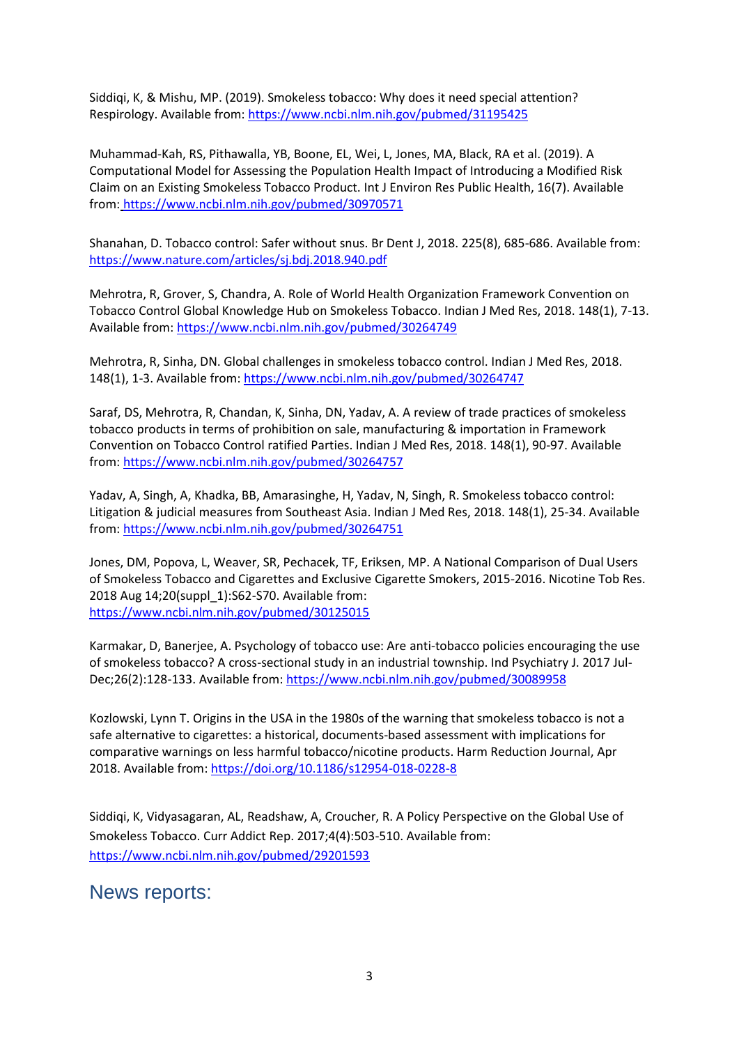Siddiqi, K, & Mishu, MP. (2019). Smokeless tobacco: Why does it need special attention? Respirology. Available from: https://www.ncbi.nlm.nih.gov/pubmed/31195425

Muhammad-Kah, RS, Pithawalla, YB, Boone, EL, Wei, L, Jones, MA, Black, RA et al. (2019). A Computational Model for Assessing the Population Health Impact of Introducing a Modified Risk Claim on an Existing Smokeless Tobacco Product. Int J Environ Res Public Health, 16(7). Available from: https://www.ncbi.nlm.nih.gov/pubmed/30970571

Shanahan, D. Tobacco control: Safer without snus. Br Dent J, 2018. 225(8), 685-686. Available from: https://www.nature.com/articles/sj.bdj.2018.940.pdf

Mehrotra, R, Grover, S, Chandra, A. Role of World Health Organization Framework Convention on Tobacco Control Global Knowledge Hub on Smokeless Tobacco. Indian J Med Res, 2018. 148(1), 7-13. Available from: https://www.ncbi.nlm.nih.gov/pubmed/30264749

Mehrotra, R, Sinha, DN. Global challenges in smokeless tobacco control. Indian J Med Res, 2018. 148(1), 1-3. Available from: https://www.ncbi.nlm.nih.gov/pubmed/30264747

Saraf, DS, Mehrotra, R, Chandan, K, Sinha, DN, Yadav, A. A review of trade practices of smokeless tobacco products in terms of prohibition on sale, manufacturing & importation in Framework Convention on Tobacco Control ratified Parties. Indian J Med Res, 2018. 148(1), 90-97. Available from: https://www.ncbi.nlm.nih.gov/pubmed/30264757

Yadav, A, Singh, A, Khadka, BB, Amarasinghe, H, Yadav, N, Singh, R. Smokeless tobacco control: Litigation & judicial measures from Southeast Asia. Indian J Med Res, 2018. 148(1), 25-34. Available from: https://www.ncbi.nlm.nih.gov/pubmed/30264751

Jones, DM, Popova, L, Weaver, SR, Pechacek, TF, Eriksen, MP. A National Comparison of Dual Users of Smokeless Tobacco and Cigarettes and Exclusive Cigarette Smokers, 2015-2016. Nicotine Tob Res. 2018 Aug 14;20(suppl_1):S62-S70. Available from: https://www.ncbi.nlm.nih.gov/pubmed/30125015

Karmakar, D, Banerjee, A. Psychology of tobacco use: Are anti-tobacco policies encouraging the use of smokeless tobacco? A cross-sectional study in an industrial township. Ind Psychiatry J. 2017 Jul-Dec;26(2):128-133. Available from: https://www.ncbi.nlm.nih.gov/pubmed/30089958

Kozlowski, Lynn T. Origins in the USA in the 1980s of the warning that smokeless tobacco is not a safe alternative to cigarettes: a historical, documents-based assessment with implications for comparative warnings on less harmful tobacco/nicotine products. Harm Reduction Journal, Apr 2018. Available from: https://doi.org/10.1186/s12954-018-0228-8

Siddiqi, K, Vidyasagaran, AL, Readshaw, A, Croucher, R. A Policy Perspective on the Global Use of Smokeless Tobacco. Curr Addict Rep. 2017;4(4):503-510. Available from: https://www.ncbi.nlm.nih.gov/pubmed/29201593

## News reports: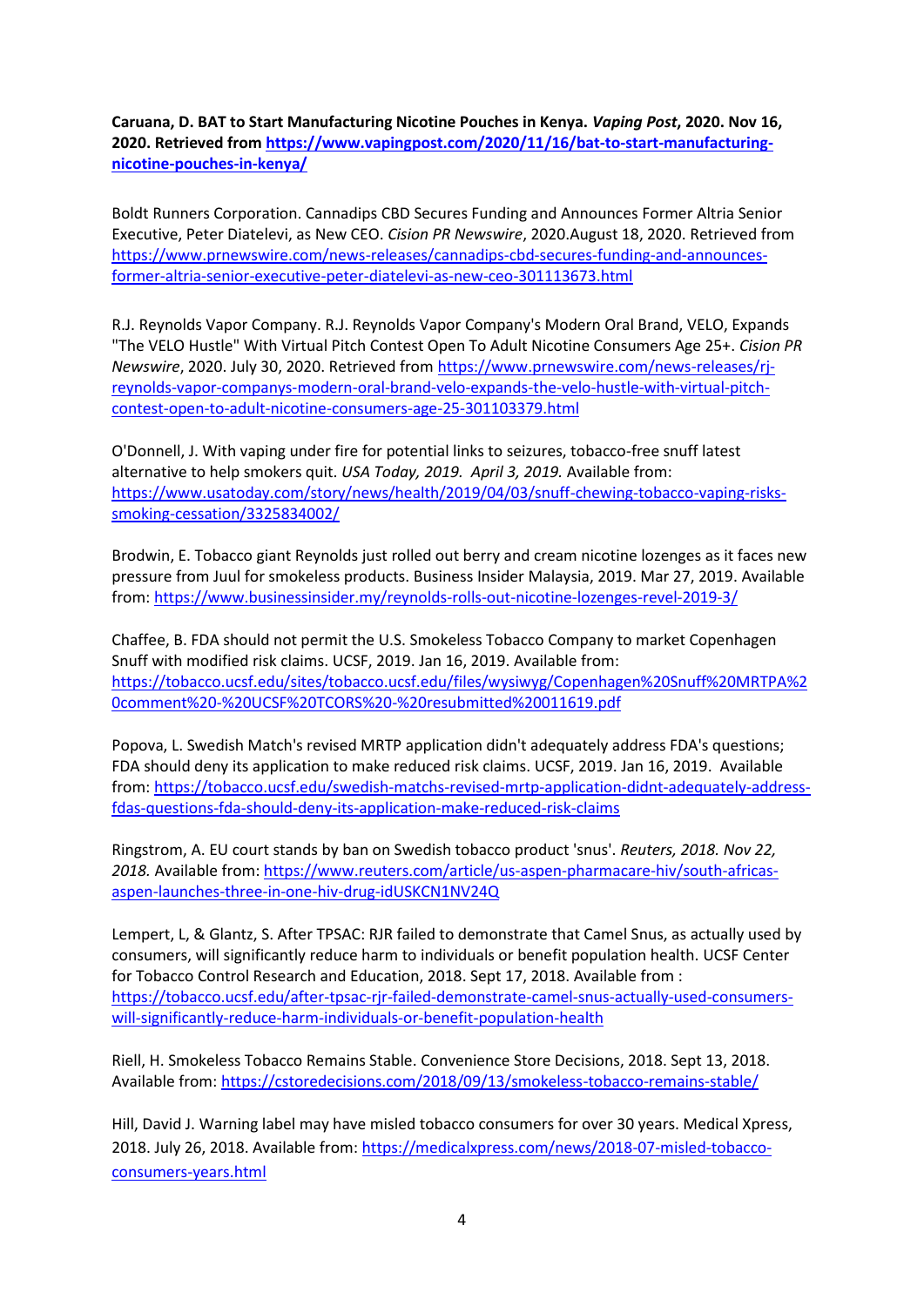**Caruana, D. BAT to Start Manufacturing Nicotine Pouches in Kenya. *Vaping Post*, 2020. Nov 16, 2020. Retrieved from https://www.vapingpost.com/2020/11/16/bat-to-start-manufacturing-nicotine-pouches-in-kenya/**

Boldt Runners Corporation. Cannadips CBD Secures Funding and Announces Former Altria Senior Executive, Peter Diatelevi, as New CEO. *Cision PR Newswire*, 2020.August 18, 2020. Retrieved from https://www.prnewswire.com/news-releases/cannadips-cbd-secures-funding-and-announces-former-altria-senior-executive-peter-diatelevi-as-new-ceo-301113673.html

R.J. Reynolds Vapor Company. R.J. Reynolds Vapor Company's Modern Oral Brand, VELO, Expands "The VELO Hustle" With Virtual Pitch Contest Open To Adult Nicotine Consumers Age 25+. *Cision PR Newswire*, 2020. July 30, 2020. Retrieved from https://www.prnewswire.com/news-releases/rj-reynolds-vapor-companys-modern-oral-brand-velo-expands-the-velo-hustle-with-virtual-pitch-contest-open-to-adult-nicotine-consumers-age-25-301103379.html

O'Donnell, J. With vaping under fire for potential links to seizures, tobacco-free snuff latest alternative to help smokers quit. *USA Today, 2019. April 3, 2019.* Available from: https://www.usatoday.com/story/news/health/2019/04/03/snuff-chewing-tobacco-vaping-risks-smoking-cessation/3325834002/

Brodwin, E. Tobacco giant Reynolds just rolled out berry and cream nicotine lozenges as it faces new pressure from Juul for smokeless products. Business Insider Malaysia, 2019. Mar 27, 2019. Available from: https://www.businessinsider.my/reynolds-rolls-out-nicotine-lozenges-revel-2019-3/

Chaffee, B. FDA should not permit the U.S. Smokeless Tobacco Company to market Copenhagen Snuff with modified risk claims. UCSF, 2019. Jan 16, 2019. Available from: https://tobacco.ucsf.edu/sites/tobacco.ucsf.edu/files/wysiwyg/Copenhagen%20Snuff%20MRTPA%20comment%20-%20UCSF%20TCORS%20-%20resubmitted%20011619.pdf

Popova, L. Swedish Match's revised MRTP application didn't adequately address FDA's questions; FDA should deny its application to make reduced risk claims. UCSF, 2019. Jan 16, 2019. Available from: https://tobacco.ucsf.edu/swedish-matchs-revised-mrtp-application-didnt-adequately-address-fdas-questions-fda-should-deny-its-application-make-reduced-risk-claims

Ringstrom, A. EU court stands by ban on Swedish tobacco product 'snus'. *Reuters, 2018. Nov 22, 2018.* Available from: https://www.reuters.com/article/us-aspen-pharmacare-hiv/south-africas-aspen-launches-three-in-one-hiv-drug-idUSKCN1NV24Q

Lempert, L, & Glantz, S. After TPSAC: RJR failed to demonstrate that Camel Snus, as actually used by consumers, will significantly reduce harm to individuals or benefit population health. UCSF Center for Tobacco Control Research and Education, 2018. Sept 17, 2018. Available from : https://tobacco.ucsf.edu/after-tpsac-rjr-failed-demonstrate-camel-snus-actually-used-consumers-will-significantly-reduce-harm-individuals-or-benefit-population-health

Riell, H. Smokeless Tobacco Remains Stable. Convenience Store Decisions, 2018. Sept 13, 2018. Available from: https://cstoredecisions.com/2018/09/13/smokeless-tobacco-remains-stable/

Hill, David J. Warning label may have misled tobacco consumers for over 30 years. Medical Xpress, 2018. July 26, 2018. Available from: https://medicalxpress.com/news/2018-07-misled-tobacco-consumers-years.html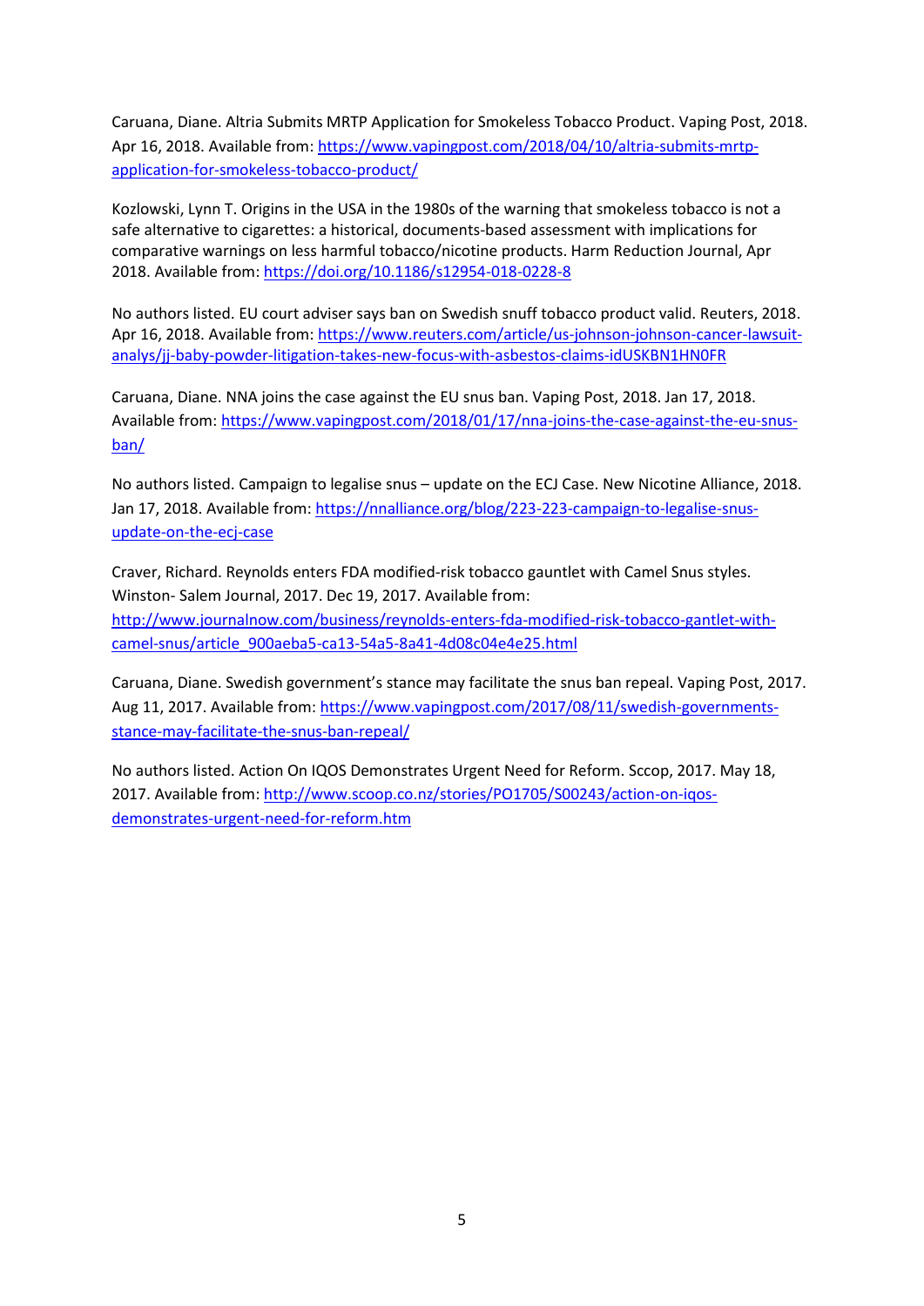Caruana, Diane. Altria Submits MRTP Application for Smokeless Tobacco Product. Vaping Post, 2018. Apr 16, 2018. Available from: https://www.vapingpost.com/2018/04/10/altria-submits-mrtp-application-for-smokeless-tobacco-product/

Kozlowski, Lynn T. Origins in the USA in the 1980s of the warning that smokeless tobacco is not a safe alternative to cigarettes: a historical, documents-based assessment with implications for comparative warnings on less harmful tobacco/nicotine products. Harm Reduction Journal, Apr 2018. Available from: https://doi.org/10.1186/s12954-018-0228-8

No authors listed. EU court adviser says ban on Swedish snuff tobacco product valid. Reuters, 2018. Apr 16, 2018. Available from: https://www.reuters.com/article/us-johnson-johnson-cancer-lawsuit-analys/jj-baby-powder-litigation-takes-new-focus-with-asbestos-claims-idUSKBN1HN0FR

Caruana, Diane. NNA joins the case against the EU snus ban. Vaping Post, 2018. Jan 17, 2018. Available from: https://www.vapingpost.com/2018/01/17/nna-joins-the-case-against-the-eu-snus-ban/

No authors listed. Campaign to legalise snus – update on the ECJ Case. New Nicotine Alliance, 2018. Jan 17, 2018. Available from: https://nnalliance.org/blog/223-223-campaign-to-legalise-snus-update-on-the-ecj-case

Craver, Richard. Reynolds enters FDA modified-risk tobacco gauntlet with Camel Snus styles. Winston- Salem Journal, 2017. Dec 19, 2017. Available from: http://www.journalnow.com/business/reynolds-enters-fda-modified-risk-tobacco-gantlet-with-camel-snus/article_900aeba5-ca13-54a5-8a41-4d08c04e4e25.html

Caruana, Diane. Swedish government's stance may facilitate the snus ban repeal. Vaping Post, 2017. Aug 11, 2017. Available from: https://www.vapingpost.com/2017/08/11/swedish-governments-stance-may-facilitate-the-snus-ban-repeal/

No authors listed. Action On IQOS Demonstrates Urgent Need for Reform. Sccop, 2017. May 18, 2017. Available from: http://www.scoop.co.nz/stories/PO1705/S00243/action-on-iqos-demonstrates-urgent-need-for-reform.htm